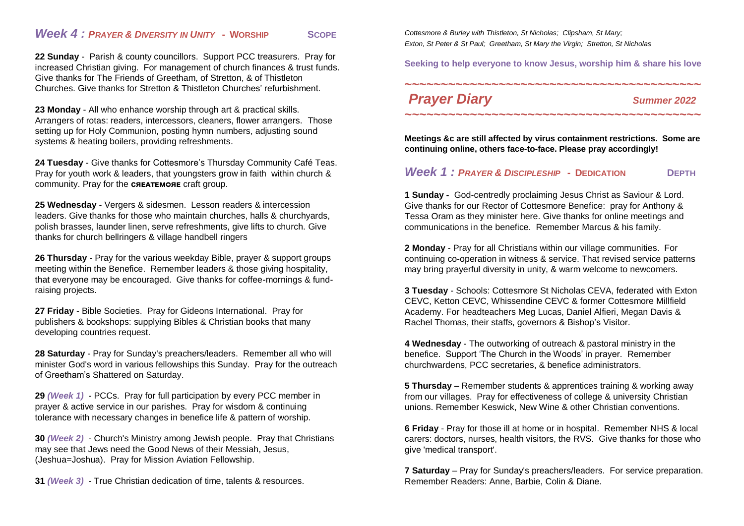*Cottesmore & Burley with Thistleton, St Nicholas; Clipsham, St Mary;*
*Exton, St Peter & St Paul; Greetham, St Mary the Virgin; Stretton, St Nicholas*

**Seeking to help everyone to know Jesus, worship him & share his love**

~~~~~~~~~~~~~~~~~~~~~~~~~~~~~~~~~~~~~~~~~~~~~~~~

# *Prayer Diary* — *Summer 2022*

~~~~~~~~~~~~~~~~~~~~~~~~~~~~~~~~~~~~~~~~~~~~~~~~

**Meetings &c are still affected by virus containment restrictions. Some are continuing online, others face-to-face. Please pray accordingly!**

## *Week 1 : PRAYER & DISCIPLESHIP* - DEDICATION — DEPTH

**1 Sunday -** God-centredly proclaiming Jesus Christ as Saviour & Lord. Give thanks for our Rector of Cottesmore Benefice: pray for Anthony & Tessa Oram as they minister here. Give thanks for online meetings and communications in the benefice. Remember Marcus & his family.

**2 Monday** - Pray for all Christians within our village communities. For continuing co-operation in witness & service. That revised service patterns may bring prayerful diversity in unity, & warm welcome to newcomers.

**3 Tuesday** - Schools: Cottesmore St Nicholas CEVA, federated with Exton CEVC, Ketton CEVC, Whissendine CEVC & former Cottesmore Millfield Academy. For headteachers Meg Lucas, Daniel Alfieri, Megan Davis & Rachel Thomas, their staffs, governors & Bishop's Visitor.

**4 Wednesday** - The outworking of outreach & pastoral ministry in the benefice. Support 'The Church in the Woods' in prayer. Remember churchwardens, PCC secretaries, & benefice administrators.

**5 Thursday** – Remember students & apprentices training & working away from our villages. Pray for effectiveness of college & university Christian unions. Remember Keswick, New Wine & other Christian conventions.

**6 Friday** - Pray for those ill at home or in hospital. Remember NHS & local carers: doctors, nurses, health visitors, the RVS. Give thanks for those who give 'medical transport'.

**7 Saturday** – Pray for Sunday's preachers/leaders. For service preparation. Remember Readers: Anne, Barbie, Colin & Diane.

## *Week 4 : PRAYER & DIVERSITY IN UNITY* - WORSHIP — SCOPE

**22 Sunday** - Parish & county councillors. Support PCC treasurers. Pray for increased Christian giving. For management of church finances & trust funds. Give thanks for The Friends of Greetham, of Stretton, & of Thistleton Churches. Give thanks for Stretton & Thistleton Churches' refurbishment.

**23 Monday** - All who enhance worship through art & practical skills. Arrangers of rotas: readers, intercessors, cleaners, flower arrangers. Those setting up for Holy Communion, posting hymn numbers, adjusting sound systems & heating boilers, providing refreshments.

**24 Tuesday** - Give thanks for Cottesmore's Thursday Community Café Teas. Pray for youth work & leaders, that youngsters grow in faith within church & community. Pray for the CREATEMORE craft group.

**25 Wednesday** - Vergers & sidesmen. Lesson readers & intercession leaders. Give thanks for those who maintain churches, halls & churchyards, polish brasses, launder linen, serve refreshments, give lifts to church. Give thanks for church bellringers & village handbell ringers

**26 Thursday** - Pray for the various weekday Bible, prayer & support groups meeting within the Benefice. Remember leaders & those giving hospitality, that everyone may be encouraged. Give thanks for coffee-mornings & fund-raising projects.

**27 Friday** - Bible Societies. Pray for Gideons International. Pray for publishers & bookshops: supplying Bibles & Christian books that many developing countries request.

**28 Saturday** - Pray for Sunday's preachers/leaders. Remember all who will minister God's word in various fellowships this Sunday. Pray for the outreach of Greetham's Shattered on Saturday.

**29** *(Week 1)* - PCCs. Pray for full participation by every PCC member in prayer & active service in our parishes. Pray for wisdom & continuing tolerance with necessary changes in benefice life & pattern of worship.

**30** *(Week 2)* - Church's Ministry among Jewish people. Pray that Christians may see that Jews need the Good News of their Messiah, Jesus, (Jeshua=Joshua). Pray for Mission Aviation Fellowship.

**31** *(Week 3)* - True Christian dedication of time, talents & resources.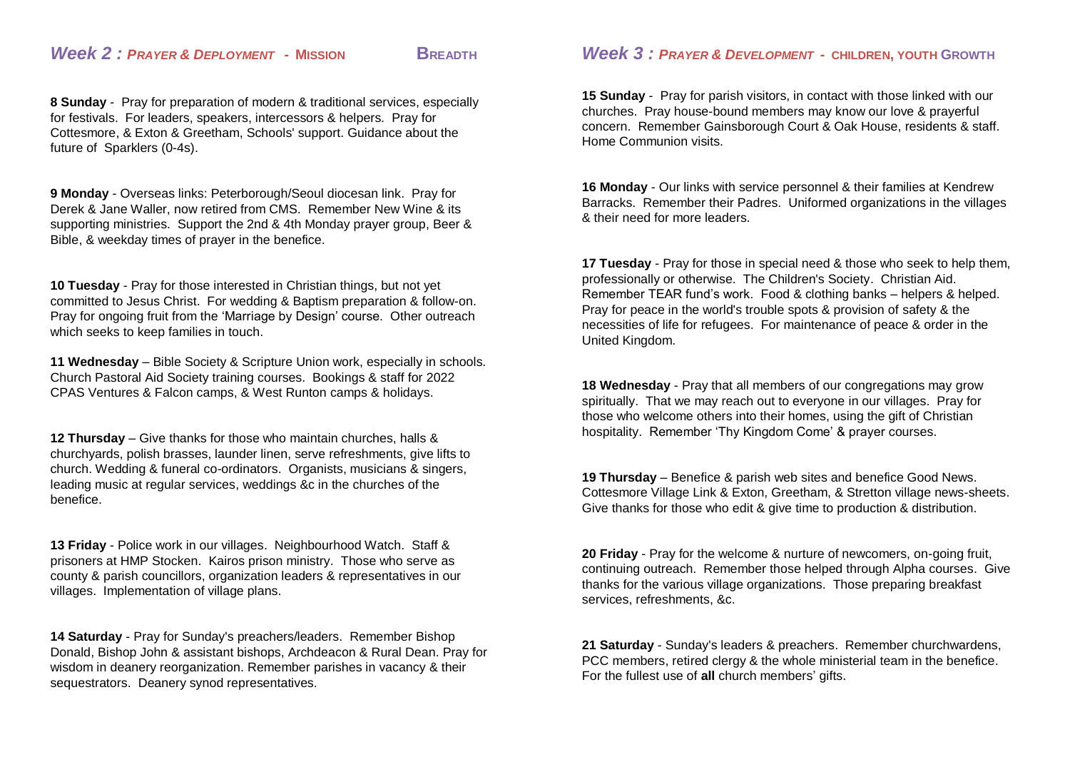## *Week 2 : Prayer & Deployment* - Mission Breadth

**8 Sunday** - Pray for preparation of modern & traditional services, especially for festivals. For leaders, speakers, intercessors & helpers. Pray for Cottesmore, & Exton & Greetham, Schools' support. Guidance about the future of Sparklers (0-4s).

**9 Monday** - Overseas links: Peterborough/Seoul diocesan link. Pray for Derek & Jane Waller, now retired from CMS. Remember New Wine & its supporting ministries. Support the 2nd & 4th Monday prayer group, Beer & Bible, & weekday times of prayer in the benefice.

**10 Tuesday** - Pray for those interested in Christian things, but not yet committed to Jesus Christ. For wedding & Baptism preparation & follow-on. Pray for ongoing fruit from the 'Marriage by Design' course. Other outreach which seeks to keep families in touch.

**11 Wednesday** – Bible Society & Scripture Union work, especially in schools. Church Pastoral Aid Society training courses. Bookings & staff for 2022 CPAS Ventures & Falcon camps, & West Runton camps & holidays.

**12 Thursday** – Give thanks for those who maintain churches, halls & churchyards, polish brasses, launder linen, serve refreshments, give lifts to church. Wedding & funeral co-ordinators. Organists, musicians & singers, leading music at regular services, weddings &c in the churches of the benefice.

**13 Friday** - Police work in our villages. Neighbourhood Watch. Staff & prisoners at HMP Stocken. Kairos prison ministry. Those who serve as county & parish councillors, organization leaders & representatives in our villages. Implementation of village plans.

**14 Saturday** - Pray for Sunday's preachers/leaders. Remember Bishop Donald, Bishop John & assistant bishops, Archdeacon & Rural Dean. Pray for wisdom in deanery reorganization. Remember parishes in vacancy & their sequestrators. Deanery synod representatives.

## *Week 3 : Prayer & Development* - Children, Youth Growth

**15 Sunday** - Pray for parish visitors, in contact with those linked with our churches. Pray house-bound members may know our love & prayerful concern. Remember Gainsborough Court & Oak House, residents & staff. Home Communion visits.

**16 Monday** - Our links with service personnel & their families at Kendrew Barracks. Remember their Padres. Uniformed organizations in the villages & their need for more leaders.

**17 Tuesday** - Pray for those in special need & those who seek to help them, professionally or otherwise. The Children's Society. Christian Aid. Remember TEAR fund's work. Food & clothing banks – helpers & helped. Pray for peace in the world's trouble spots & provision of safety & the necessities of life for refugees. For maintenance of peace & order in the United Kingdom.

**18 Wednesday** - Pray that all members of our congregations may grow spiritually. That we may reach out to everyone in our villages. Pray for those who welcome others into their homes, using the gift of Christian hospitality. Remember 'Thy Kingdom Come' & prayer courses.

**19 Thursday** – Benefice & parish web sites and benefice Good News. Cottesmore Village Link & Exton, Greetham, & Stretton village news-sheets. Give thanks for those who edit & give time to production & distribution.

**20 Friday** - Pray for the welcome & nurture of newcomers, on-going fruit, continuing outreach. Remember those helped through Alpha courses. Give thanks for the various village organizations. Those preparing breakfast services, refreshments, &c.

**21 Saturday** - Sunday's leaders & preachers. Remember churchwardens, PCC members, retired clergy & the whole ministerial team in the benefice. For the fullest use of **all** church members' gifts.